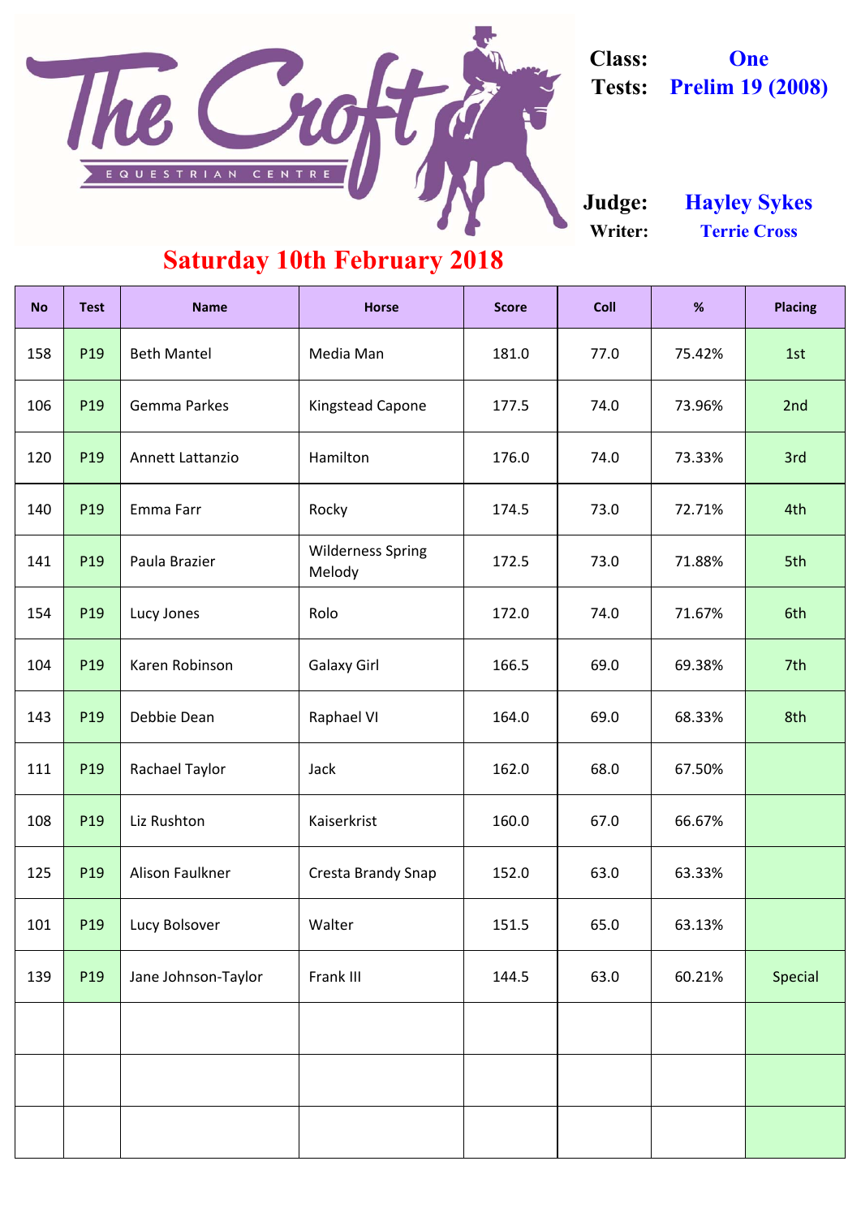# The Croft Equestrian Centre

**Class:** One

**Tests:** Prelim 19 (2008)

**Judge:** Hayley Sykes

**Writer:** Terrie Cross

## Saturday 10th February 2018

| No | Test | Name | Horse | Score | Coll | % | Placing |
|---|---|---|---|---|---|---|---|
| 158 | P19 | Beth Mantel | Media Man | 181.0 | 77.0 | 75.42% | 1st |
| 106 | P19 | Gemma Parkes | Kingstead Capone | 177.5 | 74.0 | 73.96% | 2nd |
| 120 | P19 | Annett Lattanzio | Hamilton | 176.0 | 74.0 | 73.33% | 3rd |
| 140 | P19 | Emma Farr | Rocky | 174.5 | 73.0 | 72.71% | 4th |
| 141 | P19 | Paula Brazier | Wilderness Spring Melody | 172.5 | 73.0 | 71.88% | 5th |
| 154 | P19 | Lucy Jones | Rolo | 172.0 | 74.0 | 71.67% | 6th |
| 104 | P19 | Karen Robinson | Galaxy Girl | 166.5 | 69.0 | 69.38% | 7th |
| 143 | P19 | Debbie Dean | Raphael VI | 164.0 | 69.0 | 68.33% | 8th |
| 111 | P19 | Rachael Taylor | Jack | 162.0 | 68.0 | 67.50% | |
| 108 | P19 | Liz Rushton | Kaiserkrist | 160.0 | 67.0 | 66.67% | |
| 125 | P19 | Alison Faulkner | Cresta Brandy Snap | 152.0 | 63.0 | 63.33% | |
| 101 | P19 | Lucy Bolsover | Walter | 151.5 | 65.0 | 63.13% | |
| 139 | P19 | Jane Johnson-Taylor | Frank III | 144.5 | 63.0 | 60.21% | Special |
| | | | | | | | |
| | | | | | | | |
| | | | | | | | |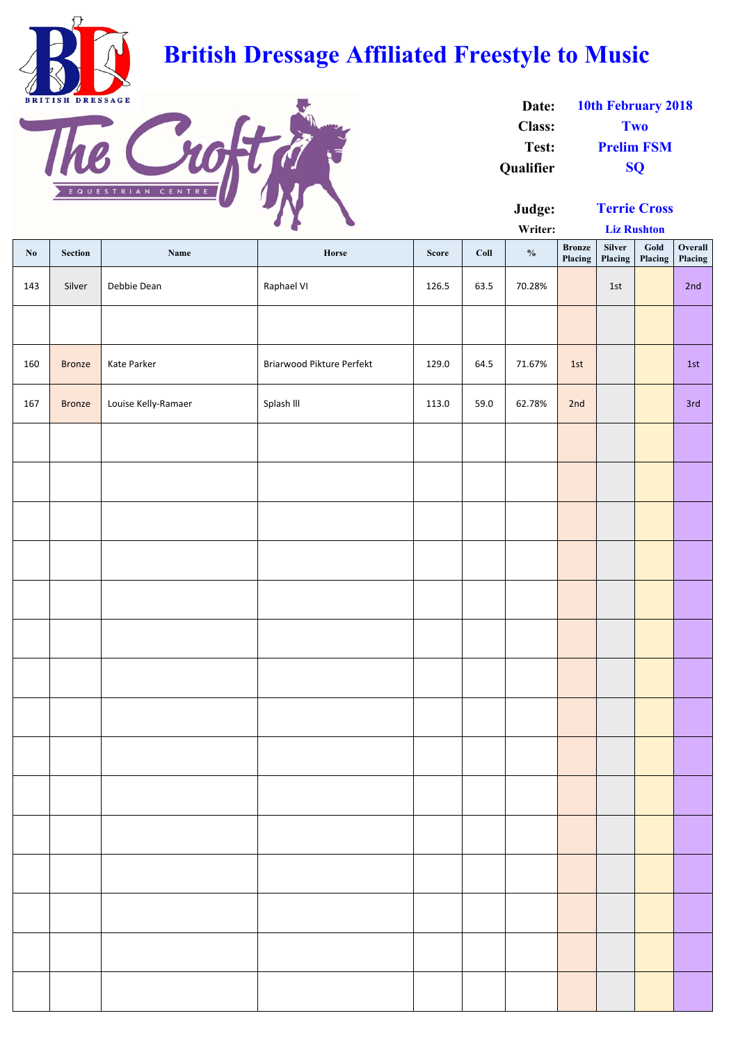# British Dressage Affiliated Freestyle to Music

BRITISH DRESSAGE

The Croft EQUESTRIAN CENTRE

**Date:** 10th February 2018
**Class:** Two
**Test:** Prelim FSM
**Qualifier** SQ

**Judge:** Terrie Cross
**Writer:** Liz Rushton

| No | Section | Name | Horse | Score | Coll | % | Bronze Placing | Silver Placing | Gold Placing | Overall Placing |
|---|---|---|---|---|---|---|---|---|---|---|
| 143 | Silver | Debbie Dean | Raphael VI | 126.5 | 63.5 | 70.28% | | 1st | | 2nd |
| | | | | | | | | | | |
| 160 | Bronze | Kate Parker | Briarwood Pikture Perfekt | 129.0 | 64.5 | 71.67% | 1st | | | 1st |
| 167 | Bronze | Louise Kelly-Ramaer | Splash lll | 113.0 | 59.0 | 62.78% | 2nd | | | 3rd |
| | | | | | | | | | | |
| | | | | | | | | | | |
| | | | | | | | | | | |
| | | | | | | | | | | |
| | | | | | | | | | | |
| | | | | | | | | | | |
| | | | | | | | | | | |
| | | | | | | | | | | |
| | | | | | | | | | | |
| | | | | | | | | | | |
| | | | | | | | | | | |
| | | | | | | | | | | |
| | | | | | | | | | | |
| | | | | | | | | | | |
| | | | | | | | | | | |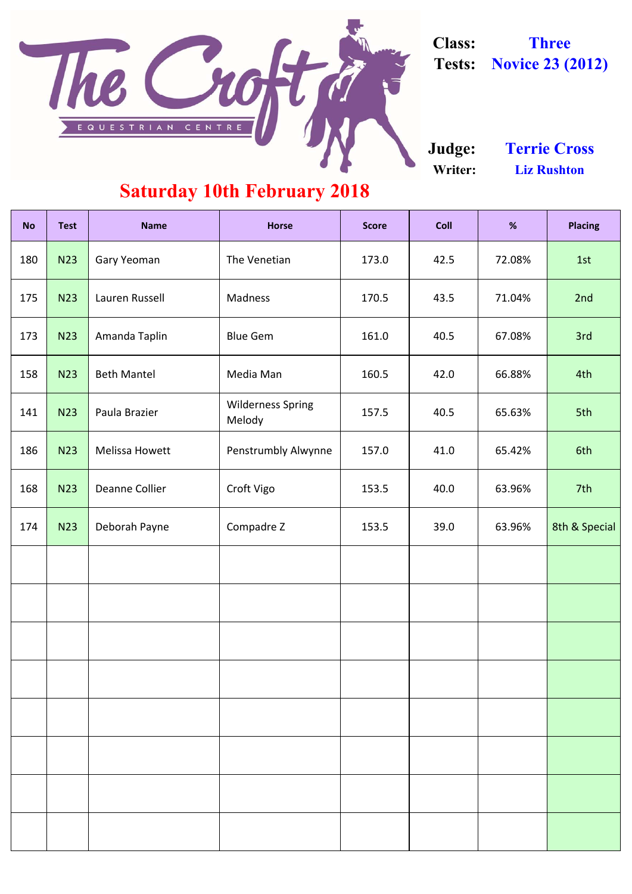# The Croft Equestrian Centre

**Class:** Three
**Tests:** Novice 23 (2012)

**Judge:** Terrie Cross
**Writer:** Liz Rushton

## Saturday 10th February 2018

| No | Test | Name | Horse | Score | Coll | % | Placing |
|---|---|---|---|---|---|---|---|
| 180 | N23 | Gary Yeoman | The Venetian | 173.0 | 42.5 | 72.08% | 1st |
| 175 | N23 | Lauren Russell | Madness | 170.5 | 43.5 | 71.04% | 2nd |
| 173 | N23 | Amanda Taplin | Blue Gem | 161.0 | 40.5 | 67.08% | 3rd |
| 158 | N23 | Beth Mantel | Media Man | 160.5 | 42.0 | 66.88% | 4th |
| 141 | N23 | Paula Brazier | Wilderness Spring Melody | 157.5 | 40.5 | 65.63% | 5th |
| 186 | N23 | Melissa Howett | Penstrumbly Alwynne | 157.0 | 41.0 | 65.42% | 6th |
| 168 | N23 | Deanne Collier | Croft Vigo | 153.5 | 40.0 | 63.96% | 7th |
| 174 | N23 | Deborah Payne | Compadre Z | 153.5 | 39.0 | 63.96% | 8th & Special |
| | | | | | | | |
| | | | | | | | |
| | | | | | | | |
| | | | | | | | |
| | | | | | | | |
| | | | | | | | |
| | | | | | | | |
| | | | | | | | |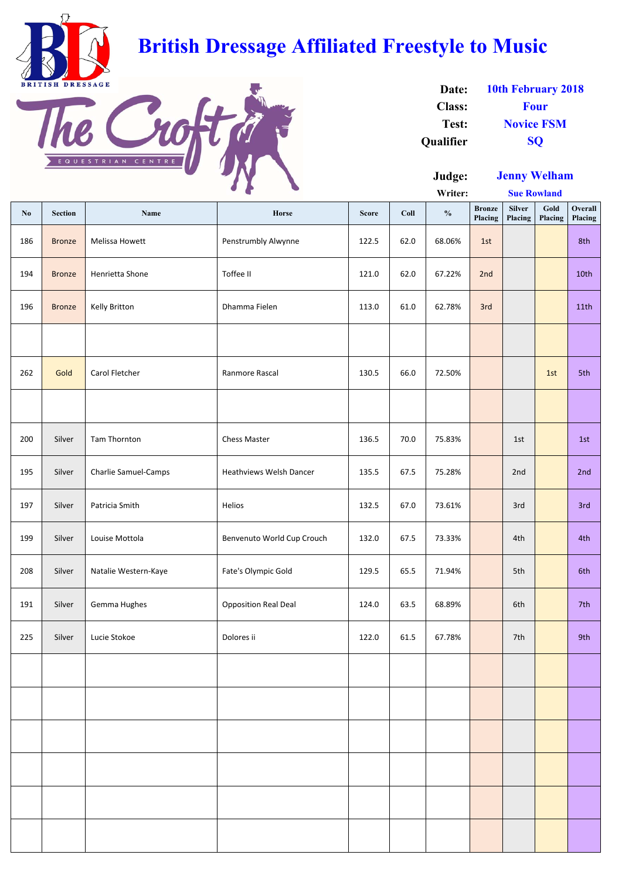# British Dressage Affiliated Freestyle to Music

**Date:** 10th February 2018
**Class:** Four
**Test:** Novice FSM
**Qualifier** SQ

**Judge:** Jenny Welham
**Writer:** Sue Rowland

| No | Section | Name | Horse | Score | Coll | % | Bronze Placing | Silver Placing | Gold Placing | Overall Placing |
|---|---|---|---|---|---|---|---|---|---|---|
| 186 | Bronze | Melissa Howett | Penstrumbly Alwynne | 122.5 | 62.0 | 68.06% | 1st | | | 8th |
| 194 | Bronze | Henrietta Shone | Toffee II | 121.0 | 62.0 | 67.22% | 2nd | | | 10th |
| 196 | Bronze | Kelly Britton | Dhamma Fielen | 113.0 | 61.0 | 62.78% | 3rd | | | 11th |
| | | | | | | | | | | |
| 262 | Gold | Carol Fletcher | Ranmore Rascal | 130.5 | 66.0 | 72.50% | | | 1st | 5th |
| | | | | | | | | | | |
| 200 | Silver | Tam Thornton | Chess Master | 136.5 | 70.0 | 75.83% | | 1st | | 1st |
| 195 | Silver | Charlie Samuel-Camps | Heathviews Welsh Dancer | 135.5 | 67.5 | 75.28% | | 2nd | | 2nd |
| 197 | Silver | Patricia Smith | Helios | 132.5 | 67.0 | 73.61% | | 3rd | | 3rd |
| 199 | Silver | Louise Mottola | Benvenuto World Cup Crouch | 132.0 | 67.5 | 73.33% | | 4th | | 4th |
| 208 | Silver | Natalie Western-Kaye | Fate's Olympic Gold | 129.5 | 65.5 | 71.94% | | 5th | | 6th |
| 191 | Silver | Gemma Hughes | Opposition Real Deal | 124.0 | 63.5 | 68.89% | | 6th | | 7th |
| 225 | Silver | Lucie Stokoe | Dolores ii | 122.0 | 61.5 | 67.78% | | 7th | | 9th |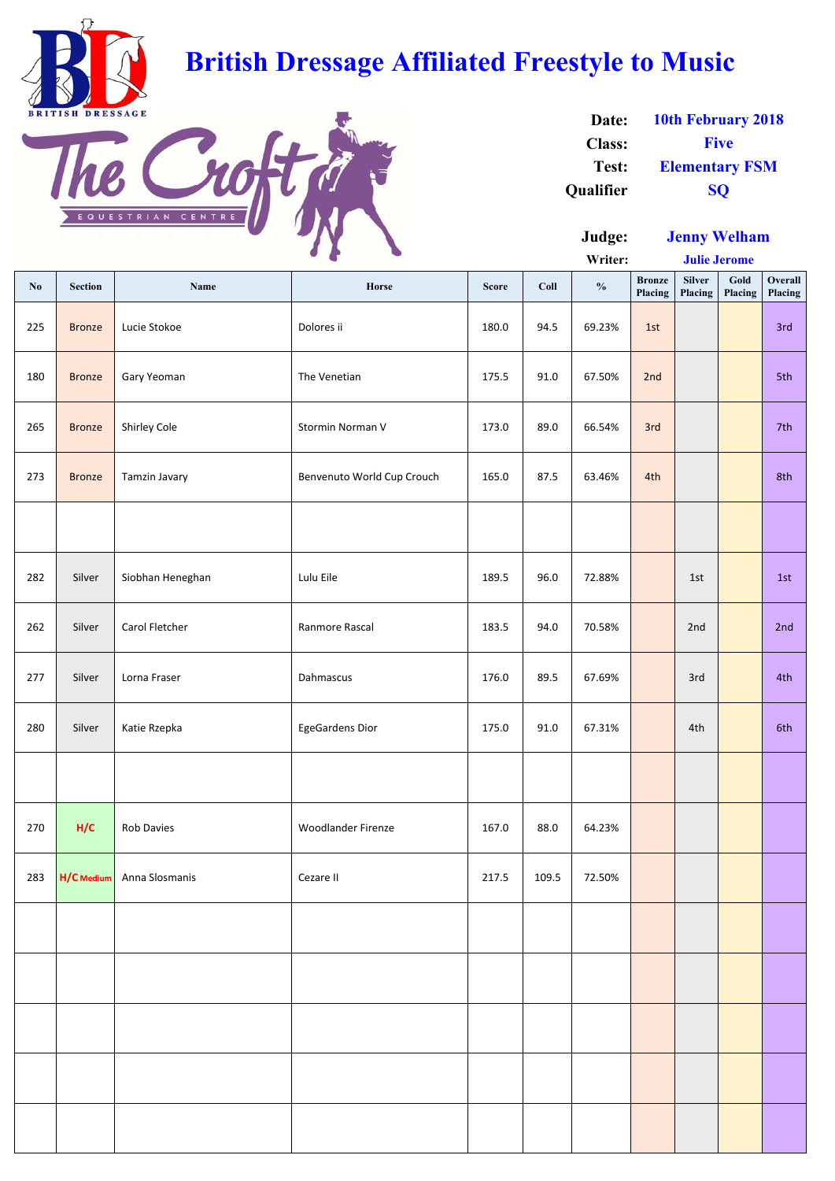# British Dressage Affiliated Freestyle to Music

**Date:** 10th February 2018
**Class:** Five
**Test:** Elementary FSM
**Qualifier** SQ

**Judge:** Jenny Welham
**Writer:** Julie Jerome

| No | Section | Name | Horse | Score | Coll | % | Bronze Placing | Silver Placing | Gold Placing | Overall Placing |
|---|---|---|---|---|---|---|---|---|---|---|
| 225 | Bronze | Lucie Stokoe | Dolores ii | 180.0 | 94.5 | 69.23% | 1st | | | 3rd |
| 180 | Bronze | Gary Yeoman | The Venetian | 175.5 | 91.0 | 67.50% | 2nd | | | 5th |
| 265 | Bronze | Shirley Cole | Stormin Norman V | 173.0 | 89.0 | 66.54% | 3rd | | | 7th |
| 273 | Bronze | Tamzin Javary | Benvenuto World Cup Crouch | 165.0 | 87.5 | 63.46% | 4th | | | 8th |
| | | | | | | | | | | |
| 282 | Silver | Siobhan Heneghan | Lulu Eile | 189.5 | 96.0 | 72.88% | | 1st | | 1st |
| 262 | Silver | Carol Fletcher | Ranmore Rascal | 183.5 | 94.0 | 70.58% | | 2nd | | 2nd |
| 277 | Silver | Lorna Fraser | Dahmascus | 176.0 | 89.5 | 67.69% | | 3rd | | 4th |
| 280 | Silver | Katie Rzepka | EgeGardens Dior | 175.0 | 91.0 | 67.31% | | 4th | | 6th |
| | | | | | | | | | | |
| 270 | H/C | Rob Davies | Woodlander Firenze | 167.0 | 88.0 | 64.23% | | | | |
| 283 | H/C Medium | Anna Slosmanis | Cezare II | 217.5 | 109.5 | 72.50% | | | | |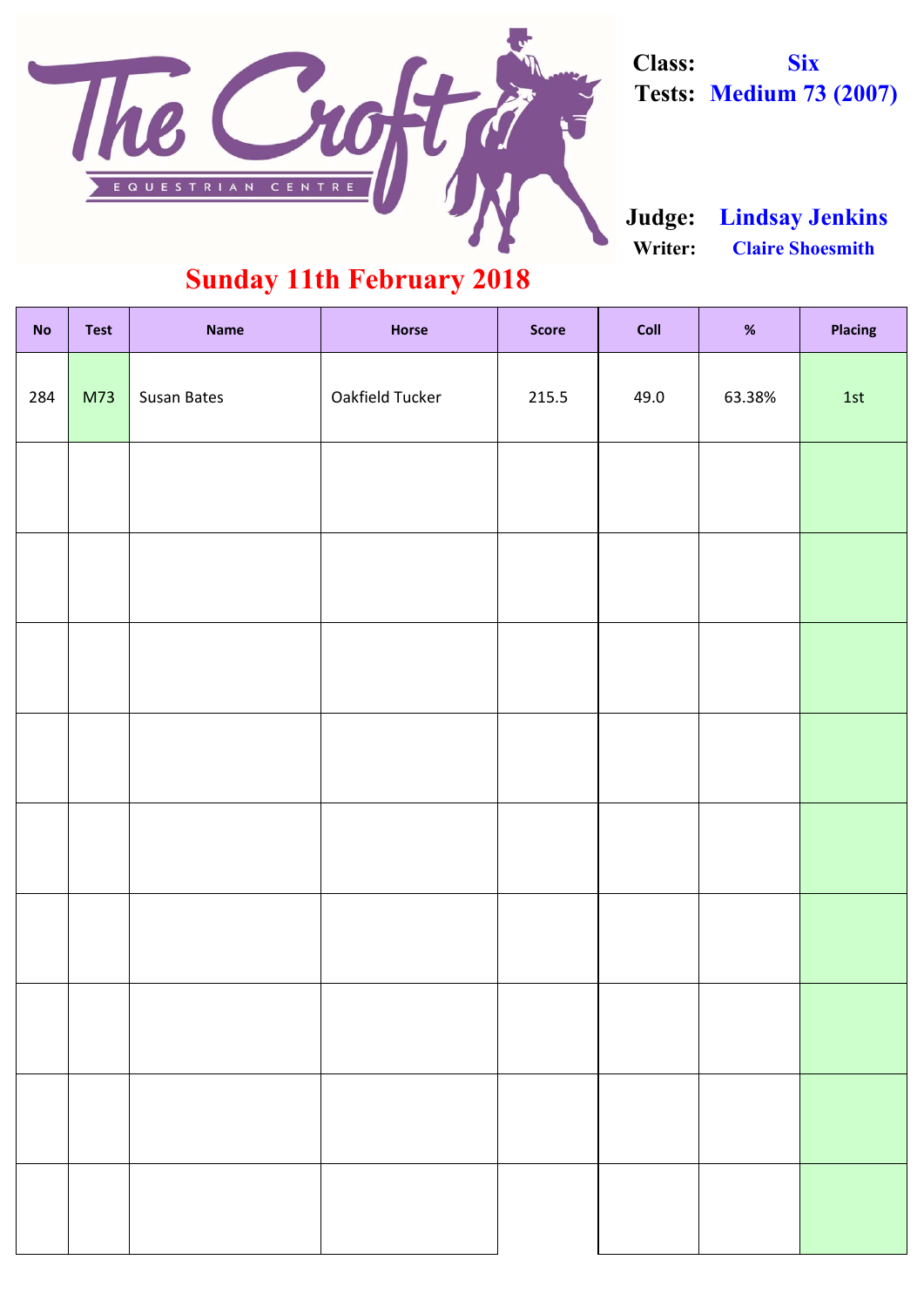# The Croft Equestrian Centre

**Class:** Six
**Tests:** Medium 73 (2007)

**Judge:** Lindsay Jenkins
**Writer:** Claire Shoesmith

## Sunday 11th February 2018

| No | Test | Name | Horse | Score | Coll | % | Placing |
|---|---|---|---|---|---|---|---|
| 284 | M73 | Susan Bates | Oakfield Tucker | 215.5 | 49.0 | 63.38% | 1st |
| | | | | | | | |
| | | | | | | | |
| | | | | | | | |
| | | | | | | | |
| | | | | | | | |
| | | | | | | | |
| | | | | | | | |
| | | | | | | | |
| | | | | | | | |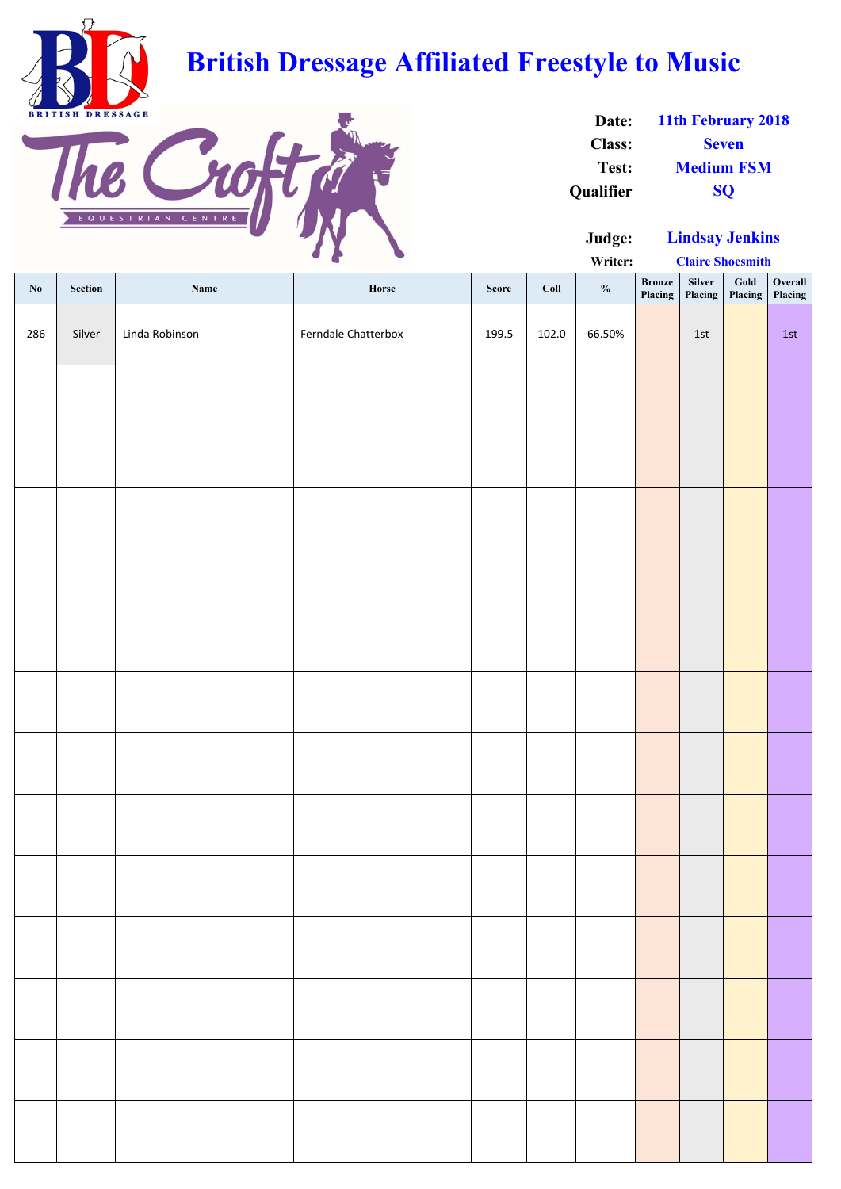# British Dressage Affiliated Freestyle to Music

BRITISH DRESSAGE

The Croft EQUESTRIAN CENTRE

**Date:** 11th February 2018
**Class:** Seven
**Test:** Medium FSM
**Qualifier** SQ

**Judge:** Lindsay Jenkins
**Writer:** Claire Shoesmith

| No | Section | Name | Horse | Score | Coll | % | Bronze Placing | Silver Placing | Gold Placing | Overall Placing |
|---|---|---|---|---|---|---|---|---|---|---|
| 286 | Silver | Linda Robinson | Ferndale Chatterbox | 199.5 | 102.0 | 66.50% | | 1st | | 1st |
| | | | | | | | | | | |
| | | | | | | | | | | |
| | | | | | | | | | | |
| | | | | | | | | | | |
| | | | | | | | | | | |
| | | | | | | | | | | |
| | | | | | | | | | | |
| | | | | | | | | | | |
| | | | | | | | | | | |
| | | | | | | | | | | |
| | | | | | | | | | | |
| | | | | | | | | | | |
| | | | | | | | | | | |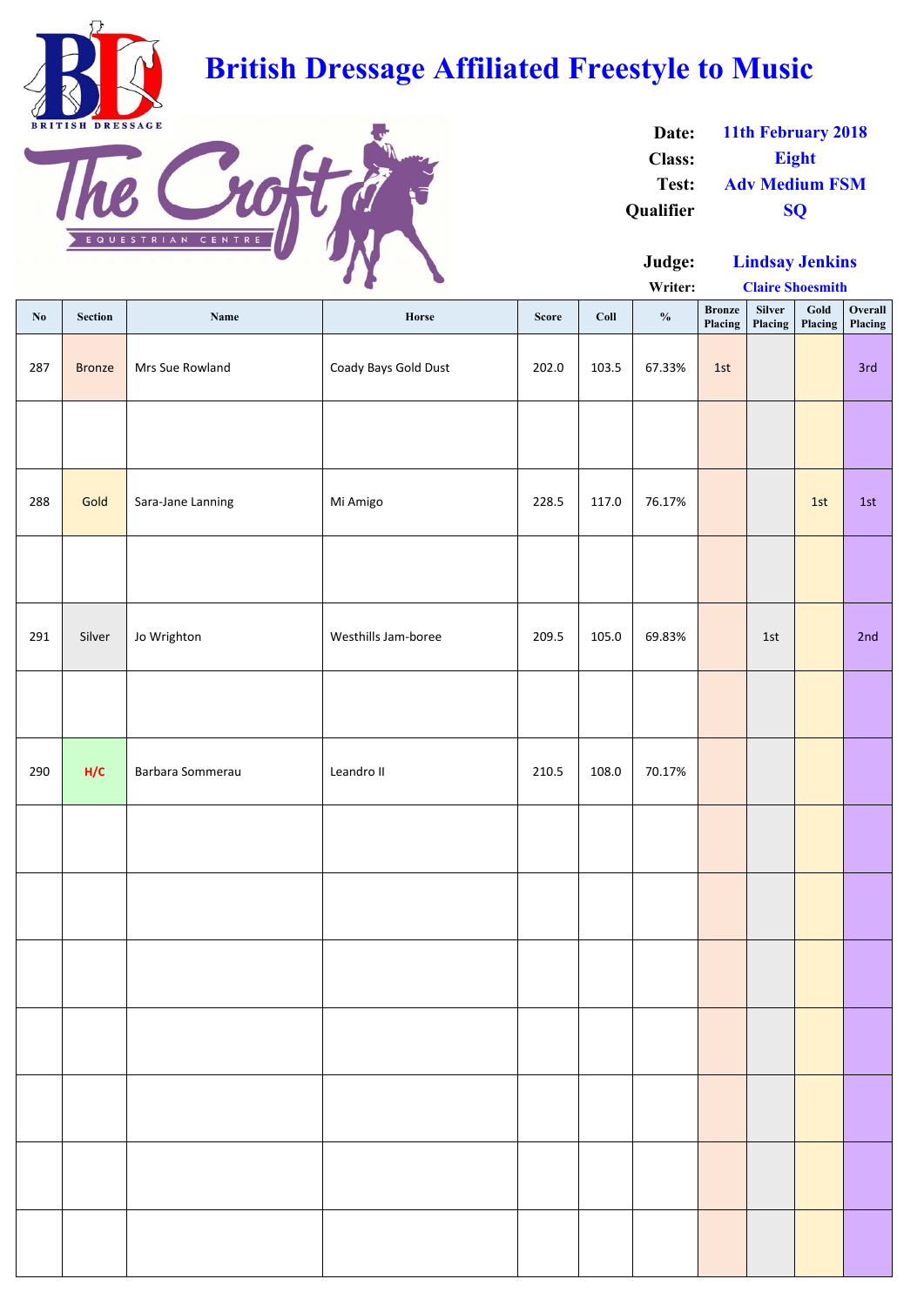# British Dressage Affiliated Freestyle to Music

**Date:** 11th February 2018
**Class:** Eight
**Test:** Adv Medium FSM
**Qualifier** SQ

**Judge:** Lindsay Jenkins
**Writer:** Claire Shoesmith

| No | Section | Name | Horse | Score | Coll | % | Bronze Placing | Silver Placing | Gold Placing | Overall Placing |
|---|---|---|---|---|---|---|---|---|---|---|
| 287 | Bronze | Mrs Sue Rowland | Coady Bays Gold Dust | 202.0 | 103.5 | 67.33% | 1st | | | 3rd |
| | | | | | | | | | | |
| 288 | Gold | Sara-Jane Lanning | Mi Amigo | 228.5 | 117.0 | 76.17% | | | 1st | 1st |
| | | | | | | | | | | |
| 291 | Silver | Jo Wrighton | Westhills Jam-boree | 209.5 | 105.0 | 69.83% | | 1st | | 2nd |
| | | | | | | | | | | |
| 290 | H/C | Barbara Sommerau | Leandro II | 210.5 | 108.0 | 70.17% | | | | |